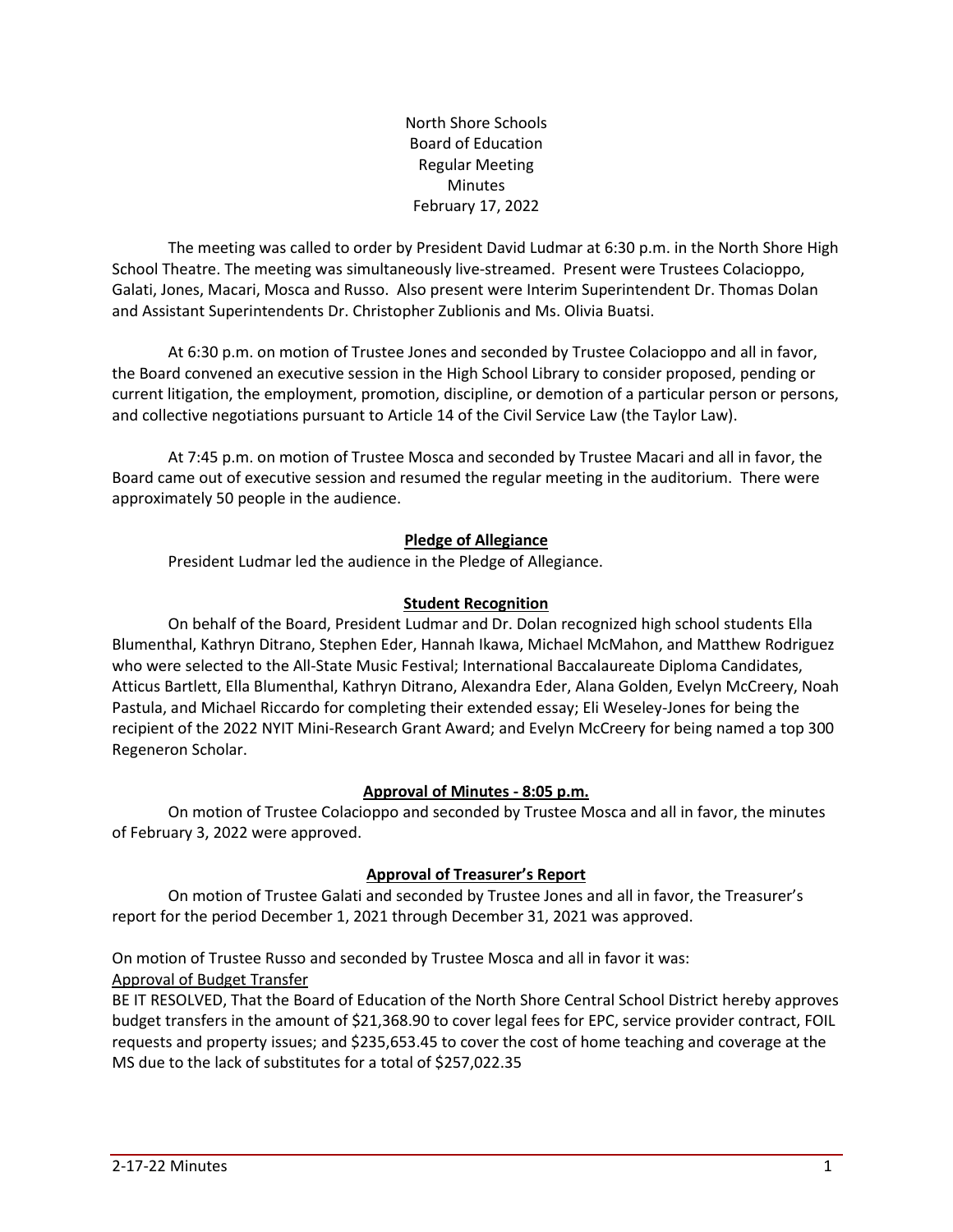North Shore Schools
Board of Education
Regular Meeting
Minutes
February 17, 2022

The meeting was called to order by President David Ludmar at 6:30 p.m. in the North Shore High School Theatre. The meeting was simultaneously live-streamed. Present were Trustees Colacioppo, Galati, Jones, Macari, Mosca and Russo. Also present were Interim Superintendent Dr. Thomas Dolan and Assistant Superintendents Dr. Christopher Zublionis and Ms. Olivia Buatsi.

At 6:30 p.m. on motion of Trustee Jones and seconded by Trustee Colacioppo and all in favor, the Board convened an executive session in the High School Library to consider proposed, pending or current litigation, the employment, promotion, discipline, or demotion of a particular person or persons, and collective negotiations pursuant to Article 14 of the Civil Service Law (the Taylor Law).

At 7:45 p.m. on motion of Trustee Mosca and seconded by Trustee Macari and all in favor, the Board came out of executive session and resumed the regular meeting in the auditorium. There were approximately 50 people in the audience.

**Pledge of Allegiance**

President Ludmar led the audience in the Pledge of Allegiance.

**Student Recognition**

On behalf of the Board, President Ludmar and Dr. Dolan recognized high school students Ella Blumenthal, Kathryn Ditrano, Stephen Eder, Hannah Ikawa, Michael McMahon, and Matthew Rodriguez who were selected to the All-State Music Festival; International Baccalaureate Diploma Candidates, Atticus Bartlett, Ella Blumenthal, Kathryn Ditrano, Alexandra Eder, Alana Golden, Evelyn McCreery, Noah Pastula, and Michael Riccardo for completing their extended essay; Eli Weseley-Jones for being the recipient of the 2022 NYIT Mini-Research Grant Award; and Evelyn McCreery for being named a top 300 Regeneron Scholar.

**Approval of Minutes - 8:05 p.m.**

On motion of Trustee Colacioppo and seconded by Trustee Mosca and all in favor, the minutes of February 3, 2022 were approved.

**Approval of Treasurer's Report**

On motion of Trustee Galati and seconded by Trustee Jones and all in favor, the Treasurer's report for the period December 1, 2021 through December 31, 2021 was approved.

On motion of Trustee Russo and seconded by Trustee Mosca and all in favor it was:

Approval of Budget Transfer

BE IT RESOLVED, That the Board of Education of the North Shore Central School District hereby approves budget transfers in the amount of $21,368.90 to cover legal fees for EPC, service provider contract, FOIL requests and property issues; and $235,653.45 to cover the cost of home teaching and coverage at the MS due to the lack of substitutes for a total of $257,022.35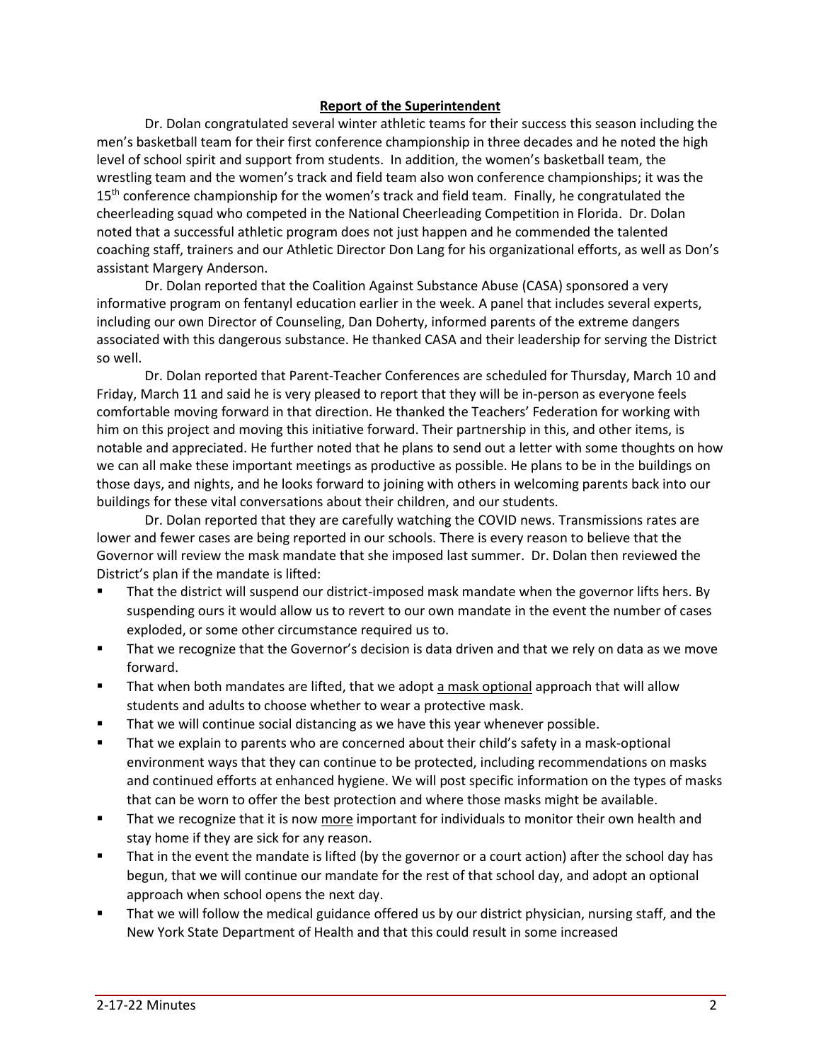## Report of the Superintendent

Dr. Dolan congratulated several winter athletic teams for their success this season including the men's basketball team for their first conference championship in three decades and he noted the high level of school spirit and support from students. In addition, the women's basketball team, the wrestling team and the women's track and field team also won conference championships; it was the 15th conference championship for the women's track and field team. Finally, he congratulated the cheerleading squad who competed in the National Cheerleading Competition in Florida. Dr. Dolan noted that a successful athletic program does not just happen and he commended the talented coaching staff, trainers and our Athletic Director Don Lang for his organizational efforts, as well as Don's assistant Margery Anderson.

Dr. Dolan reported that the Coalition Against Substance Abuse (CASA) sponsored a very informative program on fentanyl education earlier in the week. A panel that includes several experts, including our own Director of Counseling, Dan Doherty, informed parents of the extreme dangers associated with this dangerous substance. He thanked CASA and their leadership for serving the District so well.

Dr. Dolan reported that Parent-Teacher Conferences are scheduled for Thursday, March 10 and Friday, March 11 and said he is very pleased to report that they will be in-person as everyone feels comfortable moving forward in that direction. He thanked the Teachers' Federation for working with him on this project and moving this initiative forward. Their partnership in this, and other items, is notable and appreciated. He further noted that he plans to send out a letter with some thoughts on how we can all make these important meetings as productive as possible. He plans to be in the buildings on those days, and nights, and he looks forward to joining with others in welcoming parents back into our buildings for these vital conversations about their children, and our students.

Dr. Dolan reported that they are carefully watching the COVID news. Transmissions rates are lower and fewer cases are being reported in our schools. There is every reason to believe that the Governor will review the mask mandate that she imposed last summer. Dr. Dolan then reviewed the District's plan if the mandate is lifted:

- That the district will suspend our district-imposed mask mandate when the governor lifts hers. By suspending ours it would allow us to revert to our own mandate in the event the number of cases exploded, or some other circumstance required us to.
- That we recognize that the Governor's decision is data driven and that we rely on data as we move forward.
- That when both mandates are lifted, that we adopt <u>a mask optional</u> approach that will allow students and adults to choose whether to wear a protective mask.
- That we will continue social distancing as we have this year whenever possible.
- That we explain to parents who are concerned about their child's safety in a mask-optional environment ways that they can continue to be protected, including recommendations on masks and continued efforts at enhanced hygiene. We will post specific information on the types of masks that can be worn to offer the best protection and where those masks might be available.
- That we recognize that it is now <u>more</u> important for individuals to monitor their own health and stay home if they are sick for any reason.
- That in the event the mandate is lifted (by the governor or a court action) after the school day has begun, that we will continue our mandate for the rest of that school day, and adopt an optional approach when school opens the next day.
- That we will follow the medical guidance offered us by our district physician, nursing staff, and the New York State Department of Health and that this could result in some increased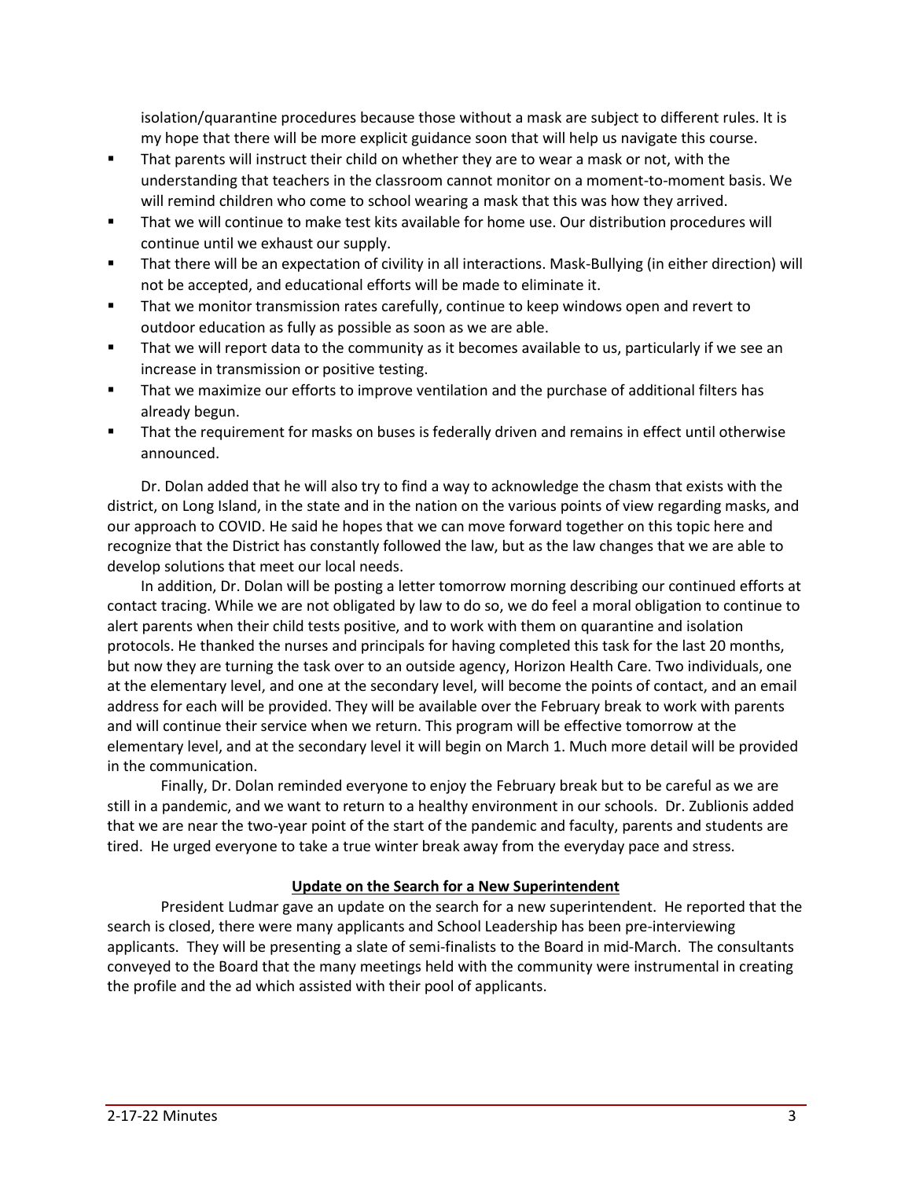isolation/quarantine procedures because those without a mask are subject to different rules. It is my hope that there will be more explicit guidance soon that will help us navigate this course.

- That parents will instruct their child on whether they are to wear a mask or not, with the understanding that teachers in the classroom cannot monitor on a moment-to-moment basis. We will remind children who come to school wearing a mask that this was how they arrived.
- That we will continue to make test kits available for home use. Our distribution procedures will continue until we exhaust our supply.
- That there will be an expectation of civility in all interactions. Mask-Bullying (in either direction) will not be accepted, and educational efforts will be made to eliminate it.
- That we monitor transmission rates carefully, continue to keep windows open and revert to outdoor education as fully as possible as soon as we are able.
- That we will report data to the community as it becomes available to us, particularly if we see an increase in transmission or positive testing.
- That we maximize our efforts to improve ventilation and the purchase of additional filters has already begun.
- That the requirement for masks on buses is federally driven and remains in effect until otherwise announced.

Dr. Dolan added that he will also try to find a way to acknowledge the chasm that exists with the district, on Long Island, in the state and in the nation on the various points of view regarding masks, and our approach to COVID. He said he hopes that we can move forward together on this topic here and recognize that the District has constantly followed the law, but as the law changes that we are able to develop solutions that meet our local needs.

In addition, Dr. Dolan will be posting a letter tomorrow morning describing our continued efforts at contact tracing. While we are not obligated by law to do so, we do feel a moral obligation to continue to alert parents when their child tests positive, and to work with them on quarantine and isolation protocols. He thanked the nurses and principals for having completed this task for the last 20 months, but now they are turning the task over to an outside agency, Horizon Health Care. Two individuals, one at the elementary level, and one at the secondary level, will become the points of contact, and an email address for each will be provided. They will be available over the February break to work with parents and will continue their service when we return. This program will be effective tomorrow at the elementary level, and at the secondary level it will begin on March 1. Much more detail will be provided in the communication.

Finally, Dr. Dolan reminded everyone to enjoy the February break but to be careful as we are still in a pandemic, and we want to return to a healthy environment in our schools. Dr. Zublionis added that we are near the two-year point of the start of the pandemic and faculty, parents and students are tired. He urged everyone to take a true winter break away from the everyday pace and stress.

**Update on the Search for a New Superintendent**

President Ludmar gave an update on the search for a new superintendent. He reported that the search is closed, there were many applicants and School Leadership has been pre-interviewing applicants. They will be presenting a slate of semi-finalists to the Board in mid-March. The consultants conveyed to the Board that the many meetings held with the community were instrumental in creating the profile and the ad which assisted with their pool of applicants.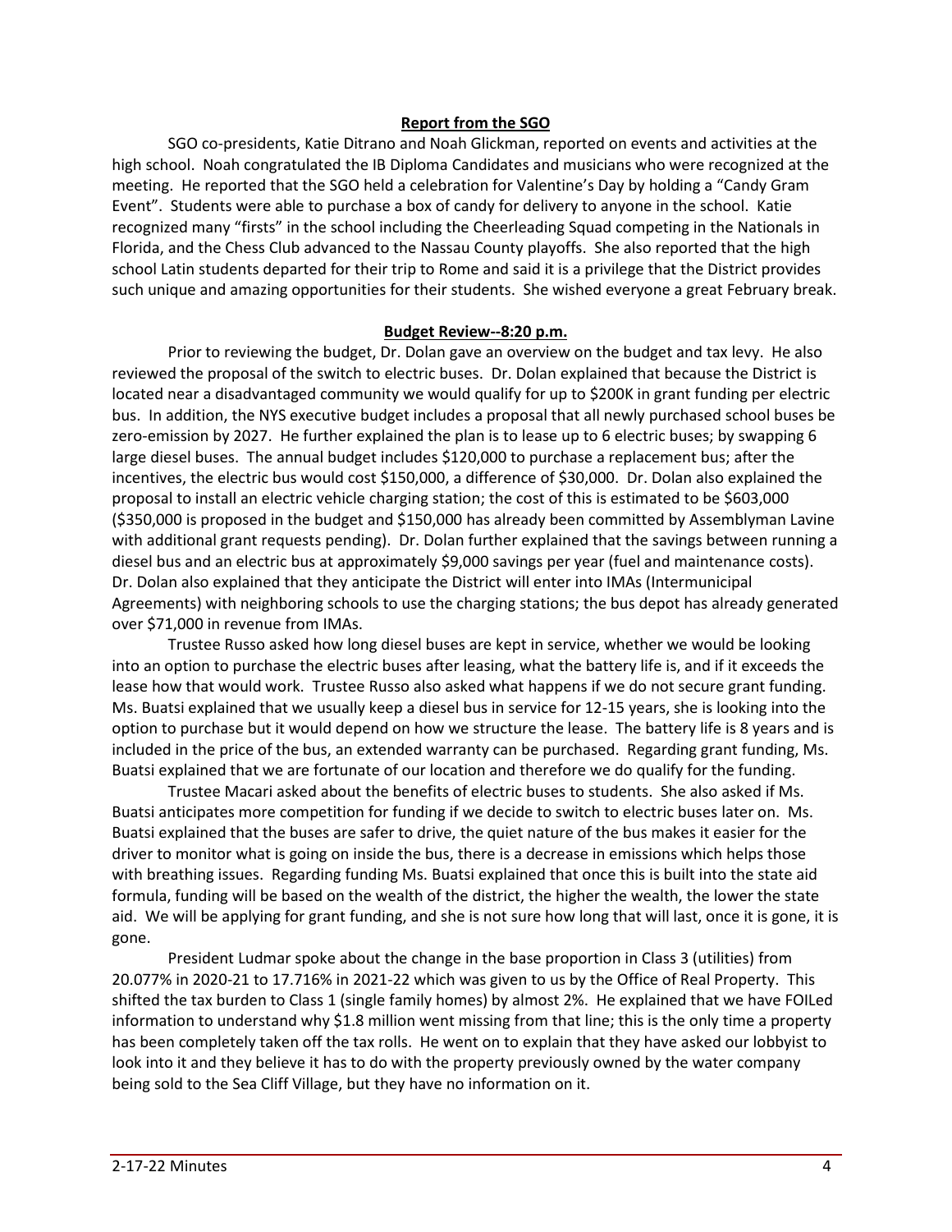## Report from the SGO

SGO co-presidents, Katie Ditrano and Noah Glickman, reported on events and activities at the high school. Noah congratulated the IB Diploma Candidates and musicians who were recognized at the meeting. He reported that the SGO held a celebration for Valentine's Day by holding a "Candy Gram Event". Students were able to purchase a box of candy for delivery to anyone in the school. Katie recognized many "firsts" in the school including the Cheerleading Squad competing in the Nationals in Florida, and the Chess Club advanced to the Nassau County playoffs. She also reported that the high school Latin students departed for their trip to Rome and said it is a privilege that the District provides such unique and amazing opportunities for their students. She wished everyone a great February break.

## Budget Review--8:20 p.m.

Prior to reviewing the budget, Dr. Dolan gave an overview on the budget and tax levy. He also reviewed the proposal of the switch to electric buses. Dr. Dolan explained that because the District is located near a disadvantaged community we would qualify for up to $200K in grant funding per electric bus. In addition, the NYS executive budget includes a proposal that all newly purchased school buses be zero-emission by 2027. He further explained the plan is to lease up to 6 electric buses; by swapping 6 large diesel buses. The annual budget includes $120,000 to purchase a replacement bus; after the incentives, the electric bus would cost $150,000, a difference of $30,000. Dr. Dolan also explained the proposal to install an electric vehicle charging station; the cost of this is estimated to be $603,000 ($350,000 is proposed in the budget and $150,000 has already been committed by Assemblyman Lavine with additional grant requests pending). Dr. Dolan further explained that the savings between running a diesel bus and an electric bus at approximately $9,000 savings per year (fuel and maintenance costs). Dr. Dolan also explained that they anticipate the District will enter into IMAs (Intermunicipal Agreements) with neighboring schools to use the charging stations; the bus depot has already generated over $71,000 in revenue from IMAs.

Trustee Russo asked how long diesel buses are kept in service, whether we would be looking into an option to purchase the electric buses after leasing, what the battery life is, and if it exceeds the lease how that would work. Trustee Russo also asked what happens if we do not secure grant funding. Ms. Buatsi explained that we usually keep a diesel bus in service for 12-15 years, she is looking into the option to purchase but it would depend on how we structure the lease. The battery life is 8 years and is included in the price of the bus, an extended warranty can be purchased. Regarding grant funding, Ms. Buatsi explained that we are fortunate of our location and therefore we do qualify for the funding.

Trustee Macari asked about the benefits of electric buses to students. She also asked if Ms. Buatsi anticipates more competition for funding if we decide to switch to electric buses later on. Ms. Buatsi explained that the buses are safer to drive, the quiet nature of the bus makes it easier for the driver to monitor what is going on inside the bus, there is a decrease in emissions which helps those with breathing issues. Regarding funding Ms. Buatsi explained that once this is built into the state aid formula, funding will be based on the wealth of the district, the higher the wealth, the lower the state aid. We will be applying for grant funding, and she is not sure how long that will last, once it is gone, it is gone.

President Ludmar spoke about the change in the base proportion in Class 3 (utilities) from 20.077% in 2020-21 to 17.716% in 2021-22 which was given to us by the Office of Real Property. This shifted the tax burden to Class 1 (single family homes) by almost 2%. He explained that we have FOILed information to understand why $1.8 million went missing from that line; this is the only time a property has been completely taken off the tax rolls. He went on to explain that they have asked our lobbyist to look into it and they believe it has to do with the property previously owned by the water company being sold to the Sea Cliff Village, but they have no information on it.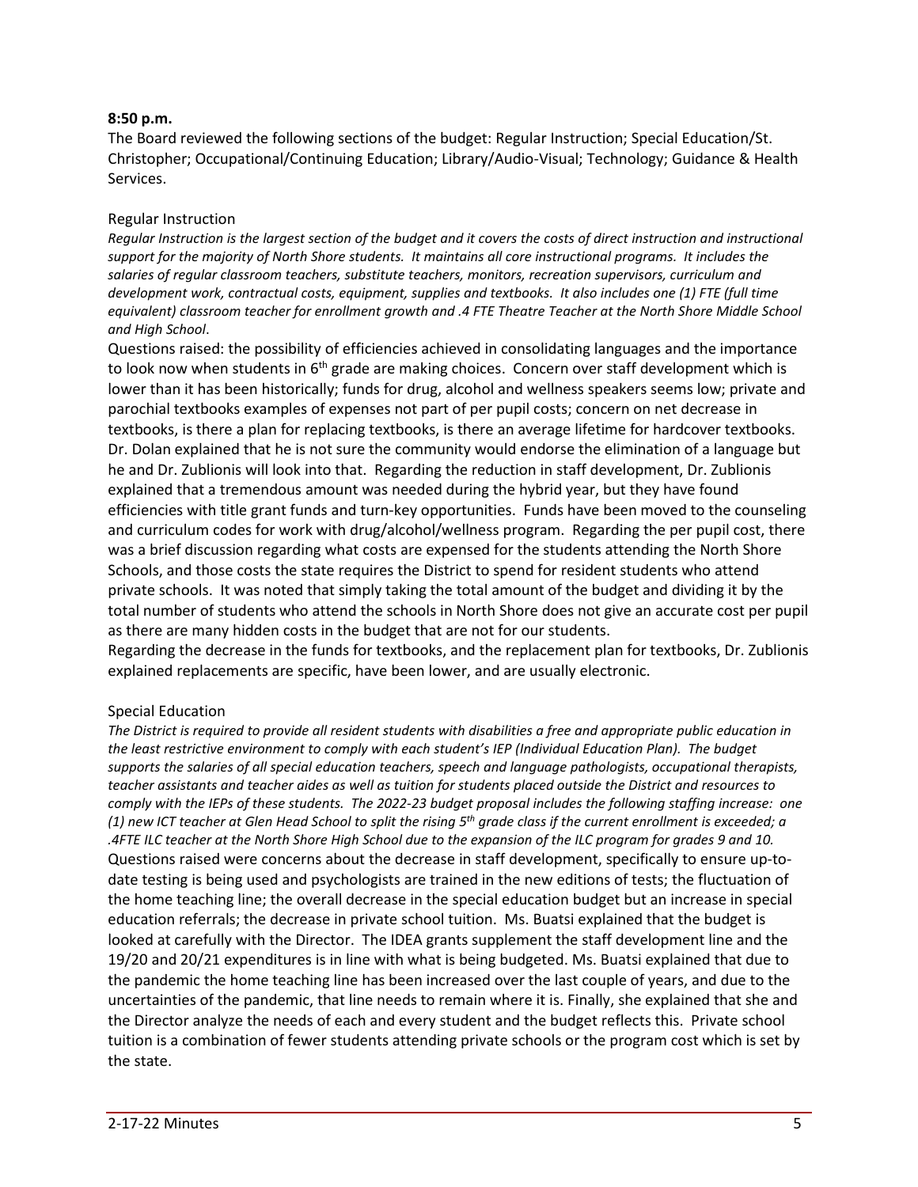**8:50 p.m.**
The Board reviewed the following sections of the budget: Regular Instruction; Special Education/St. Christopher; Occupational/Continuing Education; Library/Audio-Visual; Technology; Guidance & Health Services.

Regular Instruction

*Regular Instruction is the largest section of the budget and it covers the costs of direct instruction and instructional support for the majority of North Shore students. It maintains all core instructional programs. It includes the salaries of regular classroom teachers, substitute teachers, monitors, recreation supervisors, curriculum and development work, contractual costs, equipment, supplies and textbooks. It also includes one (1) FTE (full time equivalent) classroom teacher for enrollment growth and .4 FTE Theatre Teacher at the North Shore Middle School and High School*.

Questions raised: the possibility of efficiencies achieved in consolidating languages and the importance to look now when students in 6th grade are making choices. Concern over staff development which is lower than it has been historically; funds for drug, alcohol and wellness speakers seems low; private and parochial textbooks examples of expenses not part of per pupil costs; concern on net decrease in textbooks, is there a plan for replacing textbooks, is there an average lifetime for hardcover textbooks. Dr. Dolan explained that he is not sure the community would endorse the elimination of a language but he and Dr. Zublionis will look into that. Regarding the reduction in staff development, Dr. Zublionis explained that a tremendous amount was needed during the hybrid year, but they have found efficiencies with title grant funds and turn-key opportunities. Funds have been moved to the counseling and curriculum codes for work with drug/alcohol/wellness program. Regarding the per pupil cost, there was a brief discussion regarding what costs are expensed for the students attending the North Shore Schools, and those costs the state requires the District to spend for resident students who attend private schools. It was noted that simply taking the total amount of the budget and dividing it by the total number of students who attend the schools in North Shore does not give an accurate cost per pupil as there are many hidden costs in the budget that are not for our students.

Regarding the decrease in the funds for textbooks, and the replacement plan for textbooks, Dr. Zublionis explained replacements are specific, have been lower, and are usually electronic.

Special Education

*The District is required to provide all resident students with disabilities a free and appropriate public education in the least restrictive environment to comply with each student's IEP (Individual Education Plan). The budget supports the salaries of all special education teachers, speech and language pathologists, occupational therapists, teacher assistants and teacher aides as well as tuition for students placed outside the District and resources to comply with the IEPs of these students. The 2022-23 budget proposal includes the following staffing increase: one (1) new ICT teacher at Glen Head School to split the rising 5th grade class if the current enrollment is exceeded; a .4FTE ILC teacher at the North Shore High School due to the expansion of the ILC program for grades 9 and 10.*

Questions raised were concerns about the decrease in staff development, specifically to ensure up-to-date testing is being used and psychologists are trained in the new editions of tests; the fluctuation of the home teaching line; the overall decrease in the special education budget but an increase in special education referrals; the decrease in private school tuition. Ms. Buatsi explained that the budget is looked at carefully with the Director. The IDEA grants supplement the staff development line and the 19/20 and 20/21 expenditures is in line with what is being budgeted. Ms. Buatsi explained that due to the pandemic the home teaching line has been increased over the last couple of years, and due to the uncertainties of the pandemic, that line needs to remain where it is. Finally, she explained that she and the Director analyze the needs of each and every student and the budget reflects this. Private school tuition is a combination of fewer students attending private schools or the program cost which is set by the state.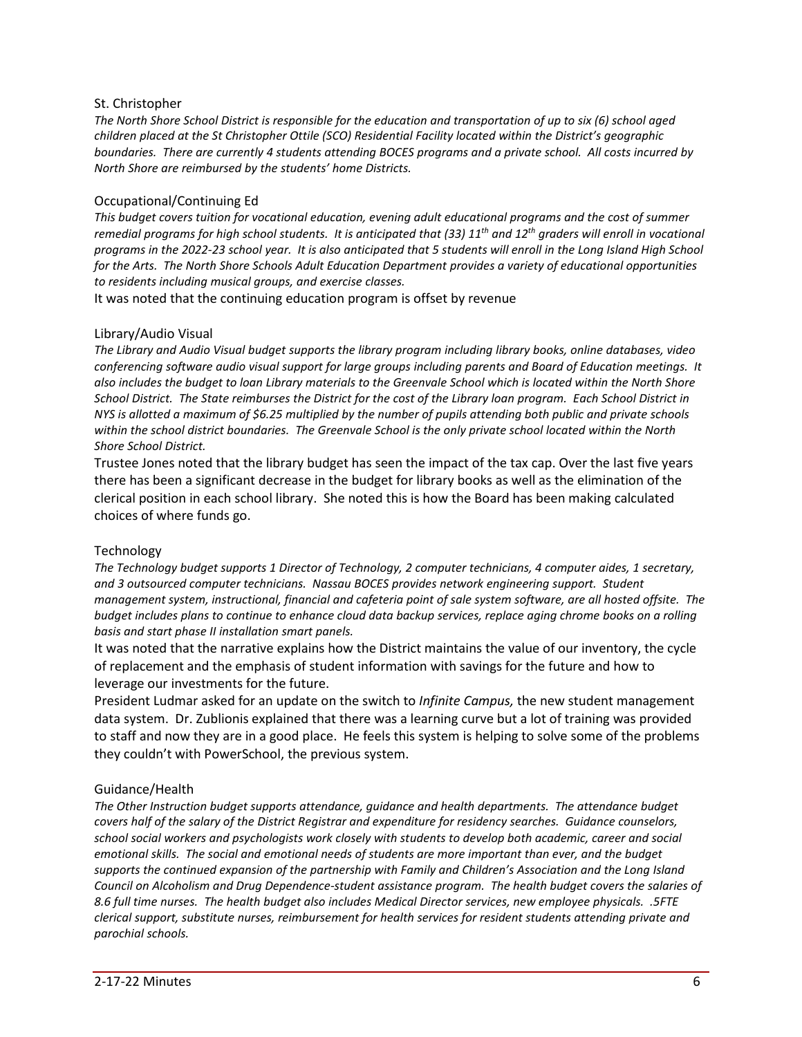St. Christopher

*The North Shore School District is responsible for the education and transportation of up to six (6) school aged children placed at the St Christopher Ottile (SCO) Residential Facility located within the District's geographic boundaries. There are currently 4 students attending BOCES programs and a private school. All costs incurred by North Shore are reimbursed by the students' home Districts.*

Occupational/Continuing Ed

*This budget covers tuition for vocational education, evening adult educational programs and the cost of summer remedial programs for high school students. It is anticipated that (33) 11th and 12th graders will enroll in vocational programs in the 2022-23 school year. It is also anticipated that 5 students will enroll in the Long Island High School for the Arts. The North Shore Schools Adult Education Department provides a variety of educational opportunities to residents including musical groups, and exercise classes.*

It was noted that the continuing education program is offset by revenue

Library/Audio Visual

*The Library and Audio Visual budget supports the library program including library books, online databases, video conferencing software audio visual support for large groups including parents and Board of Education meetings. It also includes the budget to loan Library materials to the Greenvale School which is located within the North Shore School District. The State reimburses the District for the cost of the Library loan program. Each School District in NYS is allotted a maximum of $6.25 multiplied by the number of pupils attending both public and private schools within the school district boundaries. The Greenvale School is the only private school located within the North Shore School District.*

Trustee Jones noted that the library budget has seen the impact of the tax cap. Over the last five years there has been a significant decrease in the budget for library books as well as the elimination of the clerical position in each school library. She noted this is how the Board has been making calculated choices of where funds go.

Technology

*The Technology budget supports 1 Director of Technology, 2 computer technicians, 4 computer aides, 1 secretary, and 3 outsourced computer technicians. Nassau BOCES provides network engineering support. Student management system, instructional, financial and cafeteria point of sale system software, are all hosted offsite. The budget includes plans to continue to enhance cloud data backup services, replace aging chrome books on a rolling basis and start phase II installation smart panels.*

It was noted that the narrative explains how the District maintains the value of our inventory, the cycle of replacement and the emphasis of student information with savings for the future and how to leverage our investments for the future.

President Ludmar asked for an update on the switch to *Infinite Campus,* the new student management data system. Dr. Zublionis explained that there was a learning curve but a lot of training was provided to staff and now they are in a good place. He feels this system is helping to solve some of the problems they couldn't with PowerSchool, the previous system.

Guidance/Health

*The Other Instruction budget supports attendance, guidance and health departments. The attendance budget covers half of the salary of the District Registrar and expenditure for residency searches. Guidance counselors, school social workers and psychologists work closely with students to develop both academic, career and social emotional skills. The social and emotional needs of students are more important than ever, and the budget supports the continued expansion of the partnership with Family and Children's Association and the Long Island Council on Alcoholism and Drug Dependence-student assistance program. The health budget covers the salaries of 8.6 full time nurses. The health budget also includes Medical Director services, new employee physicals. .5FTE clerical support, substitute nurses, reimbursement for health services for resident students attending private and parochial schools.*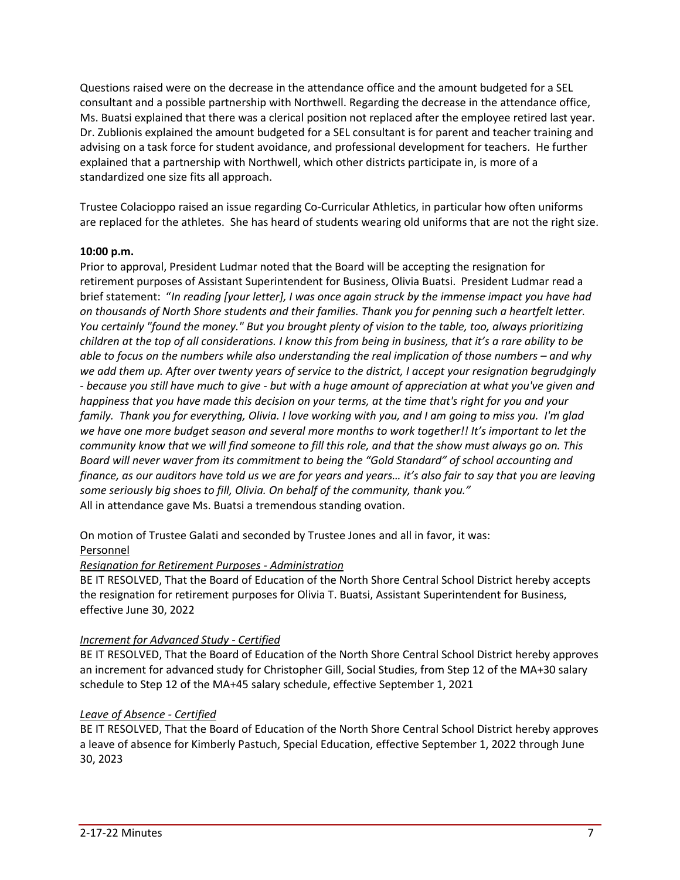Questions raised were on the decrease in the attendance office and the amount budgeted for a SEL consultant and a possible partnership with Northwell. Regarding the decrease in the attendance office, Ms. Buatsi explained that there was a clerical position not replaced after the employee retired last year. Dr. Zublionis explained the amount budgeted for a SEL consultant is for parent and teacher training and advising on a task force for student avoidance, and professional development for teachers. He further explained that a partnership with Northwell, which other districts participate in, is more of a standardized one size fits all approach.

Trustee Colacioppo raised an issue regarding Co-Curricular Athletics, in particular how often uniforms are replaced for the athletes. She has heard of students wearing old uniforms that are not the right size.

**10:00 p.m.**

Prior to approval, President Ludmar noted that the Board will be accepting the resignation for retirement purposes of Assistant Superintendent for Business, Olivia Buatsi. President Ludmar read a brief statement: "*In reading [your letter], I was once again struck by the immense impact you have had on thousands of North Shore students and their families. Thank you for penning such a heartfelt letter. You certainly "found the money." But you brought plenty of vision to the table, too, always prioritizing children at the top of all considerations. I know this from being in business, that it's a rare ability to be able to focus on the numbers while also understanding the real implication of those numbers – and why we add them up. After over twenty years of service to the district, I accept your resignation begrudgingly - because you still have much to give - but with a huge amount of appreciation at what you've given and happiness that you have made this decision on your terms, at the time that's right for you and your family. Thank you for everything, Olivia. I love working with you, and I am going to miss you. I'm glad we have one more budget season and several more months to work together!! It's important to let the community know that we will find someone to fill this role, and that the show must always go on. This Board will never waver from its commitment to being the "Gold Standard" of school accounting and finance, as our auditors have told us we are for years and years… it's also fair to say that you are leaving some seriously big shoes to fill, Olivia. On behalf of the community, thank you.*"
All in attendance gave Ms. Buatsi a tremendous standing ovation.

On motion of Trustee Galati and seconded by Trustee Jones and all in favor, it was:
<u>Personnel</u>

*<u>Resignation for Retirement Purposes - Administration</u>*

BE IT RESOLVED, That the Board of Education of the North Shore Central School District hereby accepts the resignation for retirement purposes for Olivia T. Buatsi, Assistant Superintendent for Business, effective June 30, 2022

*<u>Increment for Advanced Study - Certified</u>*

BE IT RESOLVED, That the Board of Education of the North Shore Central School District hereby approves an increment for advanced study for Christopher Gill, Social Studies, from Step 12 of the MA+30 salary schedule to Step 12 of the MA+45 salary schedule, effective September 1, 2021

*<u>Leave of Absence - Certified</u>*

BE IT RESOLVED, That the Board of Education of the North Shore Central School District hereby approves a leave of absence for Kimberly Pastuch, Special Education, effective September 1, 2022 through June 30, 2023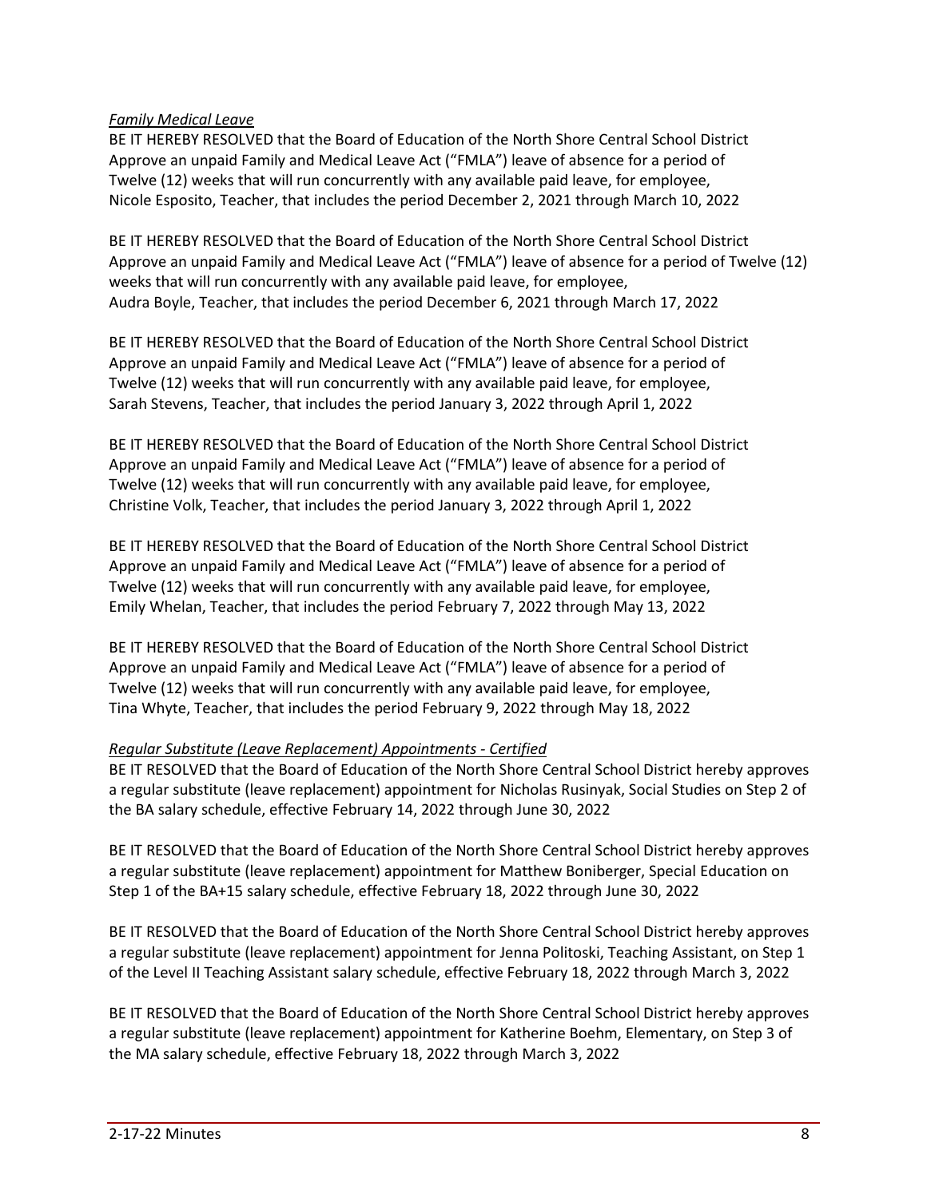*Family Medical Leave*

BE IT HEREBY RESOLVED that the Board of Education of the North Shore Central School District Approve an unpaid Family and Medical Leave Act ("FMLA") leave of absence for a period of Twelve (12) weeks that will run concurrently with any available paid leave, for employee, Nicole Esposito, Teacher, that includes the period December 2, 2021 through March 10, 2022

BE IT HEREBY RESOLVED that the Board of Education of the North Shore Central School District Approve an unpaid Family and Medical Leave Act ("FMLA") leave of absence for a period of Twelve (12) weeks that will run concurrently with any available paid leave, for employee, Audra Boyle, Teacher, that includes the period December 6, 2021 through March 17, 2022

BE IT HEREBY RESOLVED that the Board of Education of the North Shore Central School District Approve an unpaid Family and Medical Leave Act ("FMLA") leave of absence for a period of Twelve (12) weeks that will run concurrently with any available paid leave, for employee, Sarah Stevens, Teacher, that includes the period January 3, 2022 through April 1, 2022

BE IT HEREBY RESOLVED that the Board of Education of the North Shore Central School District Approve an unpaid Family and Medical Leave Act ("FMLA") leave of absence for a period of Twelve (12) weeks that will run concurrently with any available paid leave, for employee, Christine Volk, Teacher, that includes the period January 3, 2022 through April 1, 2022

BE IT HEREBY RESOLVED that the Board of Education of the North Shore Central School District Approve an unpaid Family and Medical Leave Act ("FMLA") leave of absence for a period of Twelve (12) weeks that will run concurrently with any available paid leave, for employee, Emily Whelan, Teacher, that includes the period February 7, 2022 through May 13, 2022

BE IT HEREBY RESOLVED that the Board of Education of the North Shore Central School District Approve an unpaid Family and Medical Leave Act ("FMLA") leave of absence for a period of Twelve (12) weeks that will run concurrently with any available paid leave, for employee, Tina Whyte, Teacher, that includes the period February 9, 2022 through May 18, 2022

*Regular Substitute (Leave Replacement) Appointments - Certified*

BE IT RESOLVED that the Board of Education of the North Shore Central School District hereby approves a regular substitute (leave replacement) appointment for Nicholas Rusinyak, Social Studies on Step 2 of the BA salary schedule, effective February 14, 2022 through June 30, 2022

BE IT RESOLVED that the Board of Education of the North Shore Central School District hereby approves a regular substitute (leave replacement) appointment for Matthew Boniberger, Special Education on Step 1 of the BA+15 salary schedule, effective February 18, 2022 through June 30, 2022

BE IT RESOLVED that the Board of Education of the North Shore Central School District hereby approves a regular substitute (leave replacement) appointment for Jenna Politoski, Teaching Assistant, on Step 1 of the Level II Teaching Assistant salary schedule, effective February 18, 2022 through March 3, 2022

BE IT RESOLVED that the Board of Education of the North Shore Central School District hereby approves a regular substitute (leave replacement) appointment for Katherine Boehm, Elementary, on Step 3 of the MA salary schedule, effective February 18, 2022 through March 3, 2022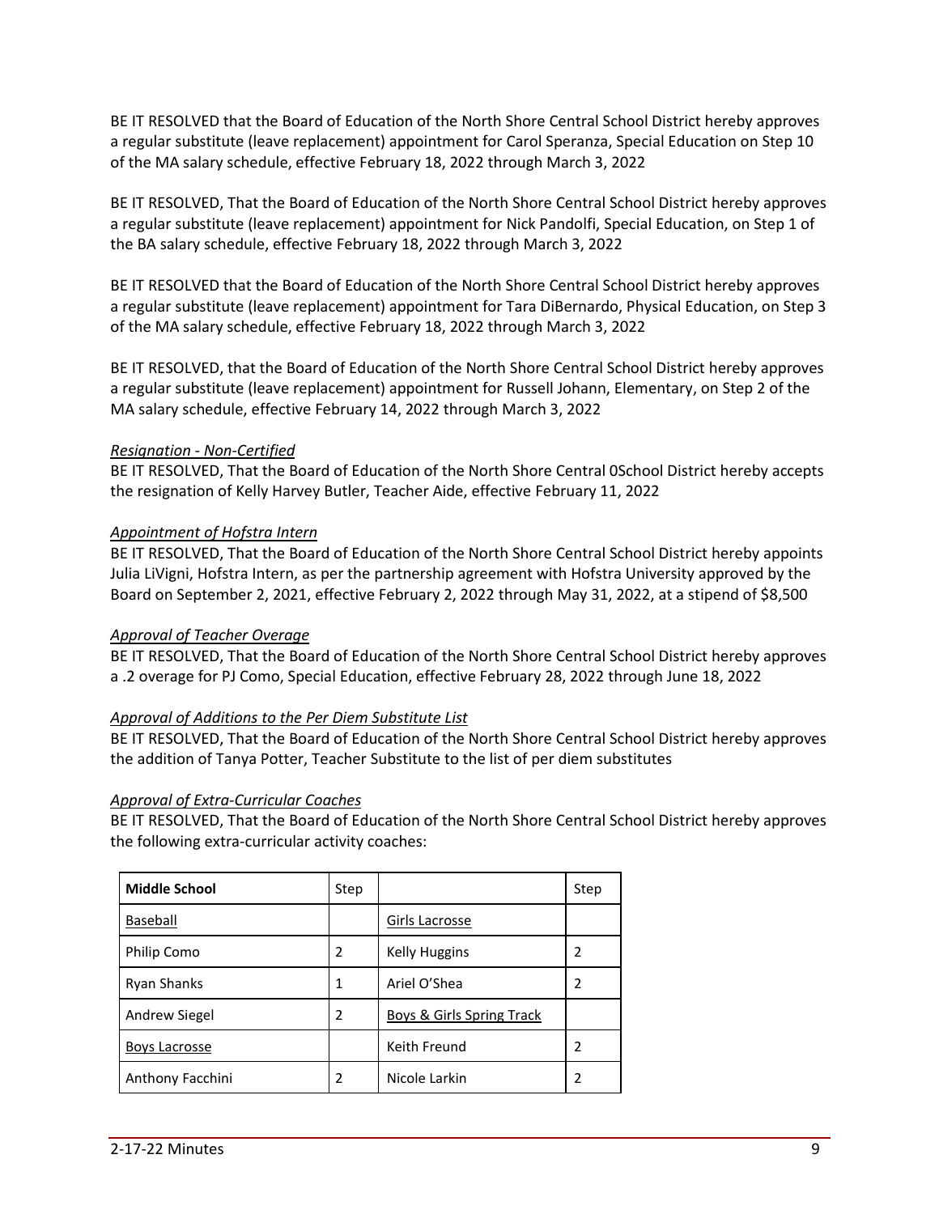BE IT RESOLVED that the Board of Education of the North Shore Central School District hereby approves a regular substitute (leave replacement) appointment for Carol Speranza, Special Education on Step 10 of the MA salary schedule, effective February 18, 2022 through March 3, 2022

BE IT RESOLVED, That the Board of Education of the North Shore Central School District hereby approves a regular substitute (leave replacement) appointment for Nick Pandolfi, Special Education, on Step 1 of the BA salary schedule, effective February 18, 2022 through March 3, 2022

BE IT RESOLVED that the Board of Education of the North Shore Central School District hereby approves a regular substitute (leave replacement) appointment for Tara DiBernardo, Physical Education, on Step 3 of the MA salary schedule, effective February 18, 2022 through March 3, 2022

BE IT RESOLVED, that the Board of Education of the North Shore Central School District hereby approves a regular substitute (leave replacement) appointment for Russell Johann, Elementary, on Step 2 of the MA salary schedule, effective February 14, 2022 through March 3, 2022

*Resignation - Non-Certified*

BE IT RESOLVED, That the Board of Education of the North Shore Central 0School District hereby accepts the resignation of Kelly Harvey Butler, Teacher Aide, effective February 11, 2022

*Appointment of Hofstra Intern*

BE IT RESOLVED, That the Board of Education of the North Shore Central School District hereby appoints Julia LiVigni, Hofstra Intern, as per the partnership agreement with Hofstra University approved by the Board on September 2, 2021, effective February 2, 2022 through May 31, 2022, at a stipend of $8,500

*Approval of Teacher Overage*

BE IT RESOLVED, That the Board of Education of the North Shore Central School District hereby approves a .2 overage for PJ Como, Special Education, effective February 28, 2022 through June 18, 2022

*Approval of Additions to the Per Diem Substitute List*

BE IT RESOLVED, That the Board of Education of the North Shore Central School District hereby approves the addition of Tanya Potter, Teacher Substitute to the list of per diem substitutes

*Approval of Extra-Curricular Coaches*

BE IT RESOLVED, That the Board of Education of the North Shore Central School District hereby approves the following extra-curricular activity coaches:

| **Middle School** | Step | | Step |
|---|---|---|---|
| Baseball | | Girls Lacrosse | |
| Philip Como | 2 | Kelly Huggins | 2 |
| Ryan Shanks | 1 | Ariel O'Shea | 2 |
| Andrew Siegel | 2 | Boys & Girls Spring Track | |
| Boys Lacrosse | | Keith Freund | 2 |
| Anthony Facchini | 2 | Nicole Larkin | 2 |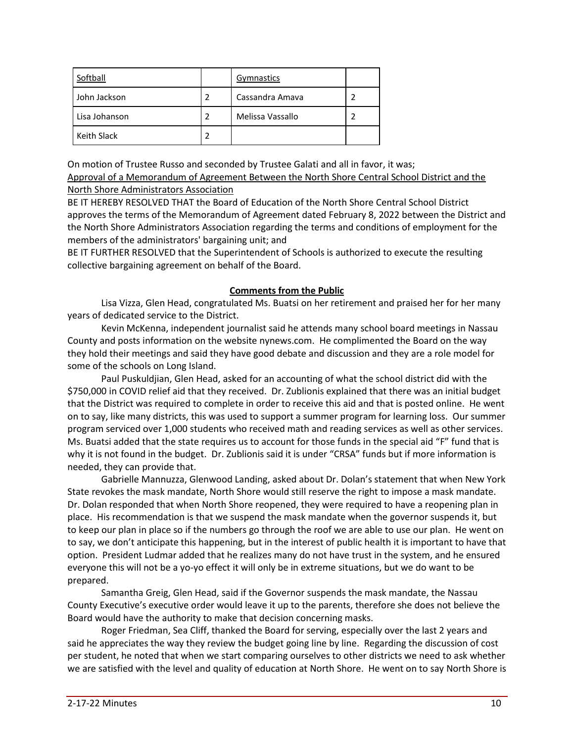| Softball | | Gymnastics | |
|---|---|---|---|
| John Jackson | 2 | Cassandra Amava | 2 |
| Lisa Johanson | 2 | Melissa Vassallo | 2 |
| Keith Slack | 2 | | |

On motion of Trustee Russo and seconded by Trustee Galati and all in favor, it was;
Approval of a Memorandum of Agreement Between the North Shore Central School District and the North Shore Administrators Association
BE IT HEREBY RESOLVED THAT the Board of Education of the North Shore Central School District approves the terms of the Memorandum of Agreement dated February 8, 2022 between the District and the North Shore Administrators Association regarding the terms and conditions of employment for the members of the administrators' bargaining unit; and
BE IT FURTHER RESOLVED that the Superintendent of Schools is authorized to execute the resulting collective bargaining agreement on behalf of the Board.

**Comments from the Public**

Lisa Vizza, Glen Head, congratulated Ms. Buatsi on her retirement and praised her for her many years of dedicated service to the District.

Kevin McKenna, independent journalist said he attends many school board meetings in Nassau County and posts information on the website nynews.com. He complimented the Board on the way they hold their meetings and said they have good debate and discussion and they are a role model for some of the schools on Long Island.

Paul Puskuldjian, Glen Head, asked for an accounting of what the school district did with the $750,000 in COVID relief aid that they received. Dr. Zublionis explained that there was an initial budget that the District was required to complete in order to receive this aid and that is posted online. He went on to say, like many districts, this was used to support a summer program for learning loss. Our summer program serviced over 1,000 students who received math and reading services as well as other services. Ms. Buatsi added that the state requires us to account for those funds in the special aid "F" fund that is why it is not found in the budget. Dr. Zublionis said it is under "CRSA" funds but if more information is needed, they can provide that.

Gabrielle Mannuzza, Glenwood Landing, asked about Dr. Dolan's statement that when New York State revokes the mask mandate, North Shore would still reserve the right to impose a mask mandate. Dr. Dolan responded that when North Shore reopened, they were required to have a reopening plan in place. His recommendation is that we suspend the mask mandate when the governor suspends it, but to keep our plan in place so if the numbers go through the roof we are able to use our plan. He went on to say, we don't anticipate this happening, but in the interest of public health it is important to have that option. President Ludmar added that he realizes many do not have trust in the system, and he ensured everyone this will not be a yo-yo effect it will only be in extreme situations, but we do want to be prepared.

Samantha Greig, Glen Head, said if the Governor suspends the mask mandate, the Nassau County Executive's executive order would leave it up to the parents, therefore she does not believe the Board would have the authority to make that decision concerning masks.

Roger Friedman, Sea Cliff, thanked the Board for serving, especially over the last 2 years and said he appreciates the way they review the budget going line by line. Regarding the discussion of cost per student, he noted that when we start comparing ourselves to other districts we need to ask whether we are satisfied with the level and quality of education at North Shore. He went on to say North Shore is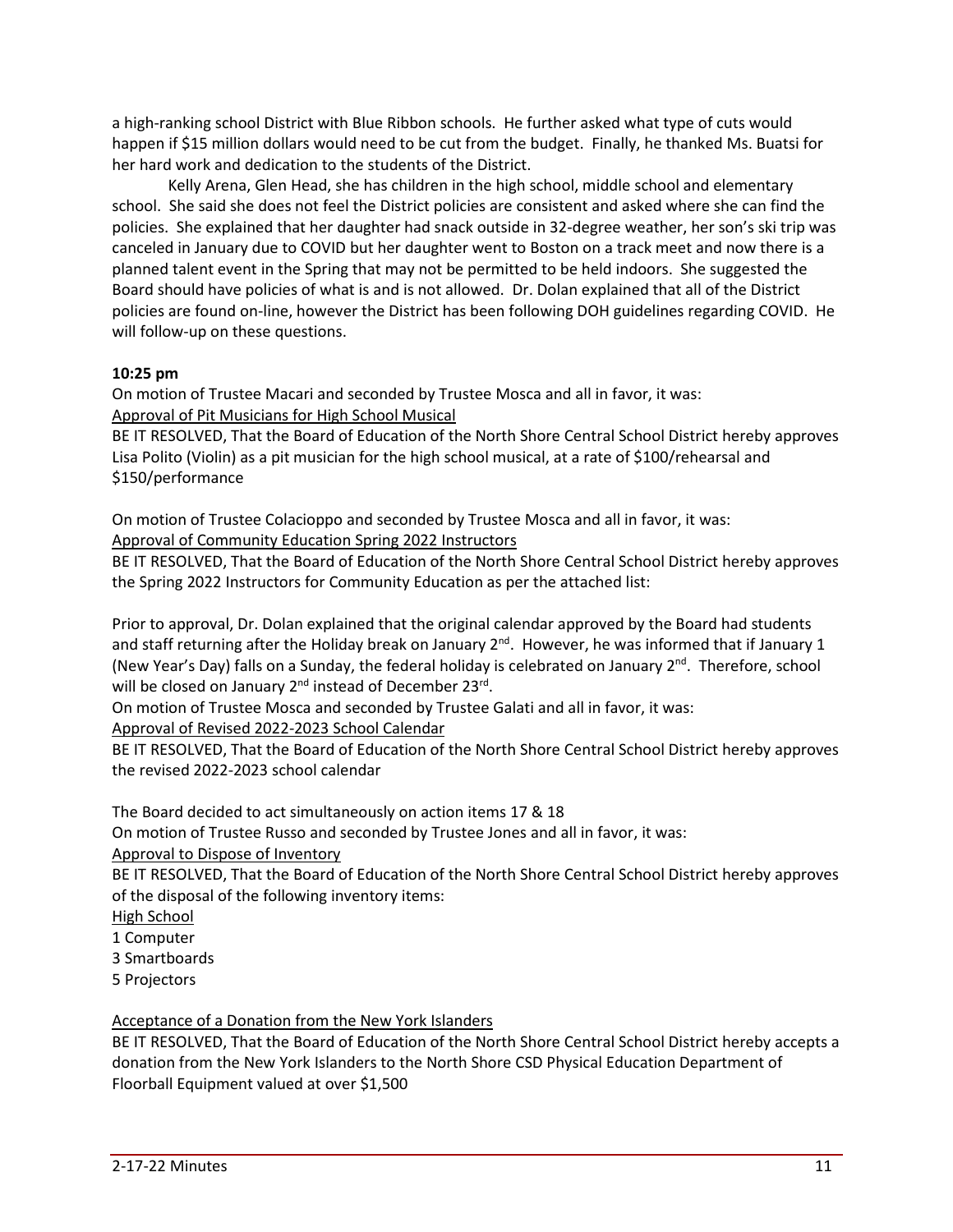a high-ranking school District with Blue Ribbon schools. He further asked what type of cuts would happen if $15 million dollars would need to be cut from the budget. Finally, he thanked Ms. Buatsi for her hard work and dedication to the students of the District.

Kelly Arena, Glen Head, she has children in the high school, middle school and elementary school. She said she does not feel the District policies are consistent and asked where she can find the policies. She explained that her daughter had snack outside in 32-degree weather, her son's ski trip was canceled in January due to COVID but her daughter went to Boston on a track meet and now there is a planned talent event in the Spring that may not be permitted to be held indoors. She suggested the Board should have policies of what is and is not allowed. Dr. Dolan explained that all of the District policies are found on-line, however the District has been following DOH guidelines regarding COVID. He will follow-up on these questions.

**10:25 pm**

On motion of Trustee Macari and seconded by Trustee Mosca and all in favor, it was:

Approval of Pit Musicians for High School Musical

BE IT RESOLVED, That the Board of Education of the North Shore Central School District hereby approves Lisa Polito (Violin) as a pit musician for the high school musical, at a rate of $100/rehearsal and $150/performance

On motion of Trustee Colacioppo and seconded by Trustee Mosca and all in favor, it was:

Approval of Community Education Spring 2022 Instructors

BE IT RESOLVED, That the Board of Education of the North Shore Central School District hereby approves the Spring 2022 Instructors for Community Education as per the attached list:

Prior to approval, Dr. Dolan explained that the original calendar approved by the Board had students and staff returning after the Holiday break on January 2nd. However, he was informed that if January 1 (New Year's Day) falls on a Sunday, the federal holiday is celebrated on January 2nd. Therefore, school will be closed on January 2nd instead of December 23rd.

On motion of Trustee Mosca and seconded by Trustee Galati and all in favor, it was:

Approval of Revised 2022-2023 School Calendar

BE IT RESOLVED, That the Board of Education of the North Shore Central School District hereby approves the revised 2022-2023 school calendar

The Board decided to act simultaneously on action items 17 & 18

On motion of Trustee Russo and seconded by Trustee Jones and all in favor, it was:

Approval to Dispose of Inventory

BE IT RESOLVED, That the Board of Education of the North Shore Central School District hereby approves of the disposal of the following inventory items:

High School

1 Computer

3 Smartboards

5 Projectors

Acceptance of a Donation from the New York Islanders

BE IT RESOLVED, That the Board of Education of the North Shore Central School District hereby accepts a donation from the New York Islanders to the North Shore CSD Physical Education Department of Floorball Equipment valued at over $1,500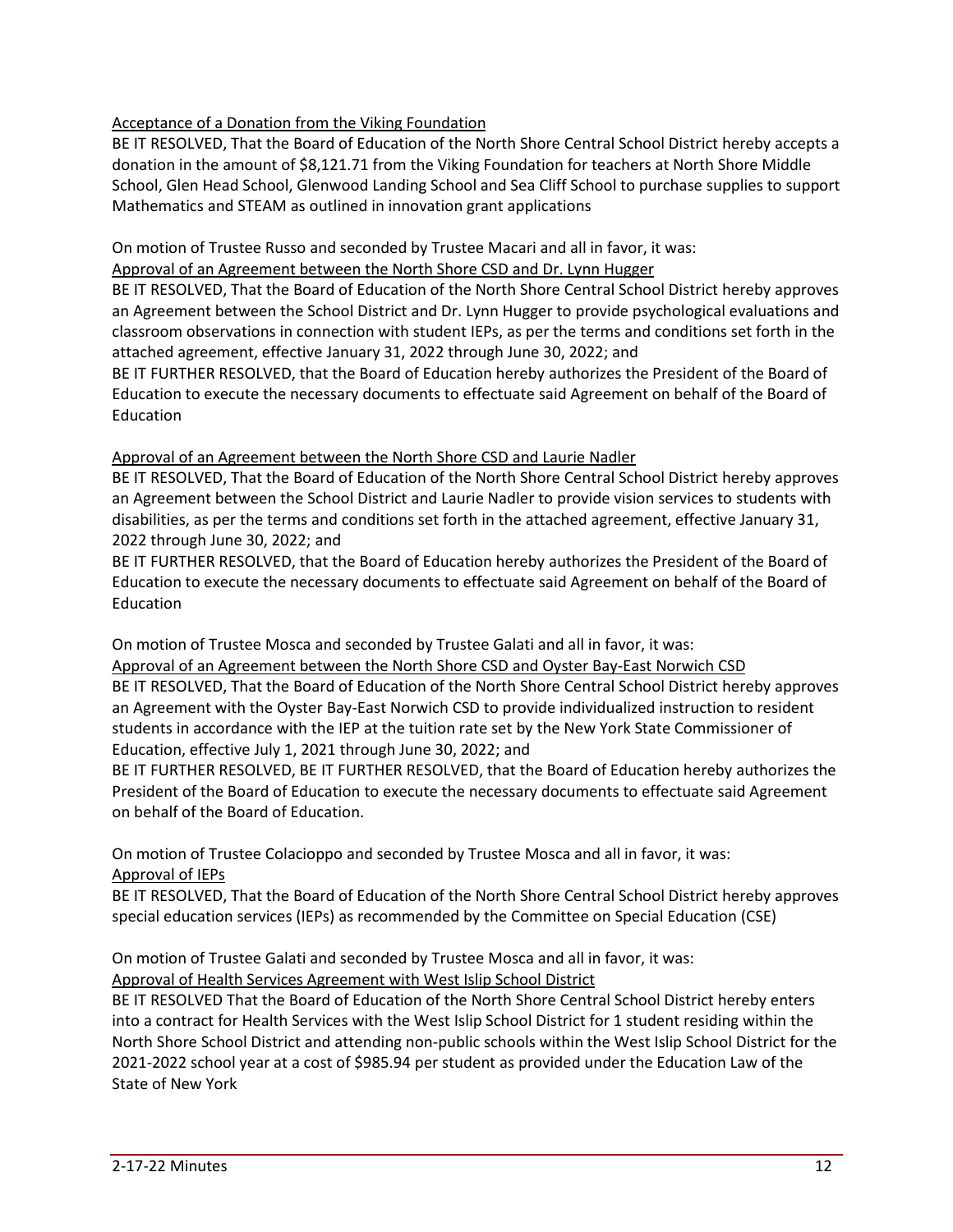Acceptance of a Donation from the Viking Foundation

BE IT RESOLVED, That the Board of Education of the North Shore Central School District hereby accepts a donation in the amount of $8,121.71 from the Viking Foundation for teachers at North Shore Middle School, Glen Head School, Glenwood Landing School and Sea Cliff School to purchase supplies to support Mathematics and STEAM as outlined in innovation grant applications

On motion of Trustee Russo and seconded by Trustee Macari and all in favor, it was:

Approval of an Agreement between the North Shore CSD and Dr. Lynn Hugger

BE IT RESOLVED, That the Board of Education of the North Shore Central School District hereby approves an Agreement between the School District and Dr. Lynn Hugger to provide psychological evaluations and classroom observations in connection with student IEPs, as per the terms and conditions set forth in the attached agreement, effective January 31, 2022 through June 30, 2022; and

BE IT FURTHER RESOLVED, that the Board of Education hereby authorizes the President of the Board of Education to execute the necessary documents to effectuate said Agreement on behalf of the Board of Education

Approval of an Agreement between the North Shore CSD and Laurie Nadler

BE IT RESOLVED, That the Board of Education of the North Shore Central School District hereby approves an Agreement between the School District and Laurie Nadler to provide vision services to students with disabilities, as per the terms and conditions set forth in the attached agreement, effective January 31, 2022 through June 30, 2022; and

BE IT FURTHER RESOLVED, that the Board of Education hereby authorizes the President of the Board of Education to execute the necessary documents to effectuate said Agreement on behalf of the Board of Education

On motion of Trustee Mosca and seconded by Trustee Galati and all in favor, it was:

Approval of an Agreement between the North Shore CSD and Oyster Bay-East Norwich CSD

BE IT RESOLVED, That the Board of Education of the North Shore Central School District hereby approves an Agreement with the Oyster Bay-East Norwich CSD to provide individualized instruction to resident students in accordance with the IEP at the tuition rate set by the New York State Commissioner of Education, effective July 1, 2021 through June 30, 2022; and

BE IT FURTHER RESOLVED, BE IT FURTHER RESOLVED, that the Board of Education hereby authorizes the President of the Board of Education to execute the necessary documents to effectuate said Agreement on behalf of the Board of Education.

On motion of Trustee Colacioppo and seconded by Trustee Mosca and all in favor, it was:

Approval of IEPs

BE IT RESOLVED, That the Board of Education of the North Shore Central School District hereby approves special education services (IEPs) as recommended by the Committee on Special Education (CSE)

On motion of Trustee Galati and seconded by Trustee Mosca and all in favor, it was:

Approval of Health Services Agreement with West Islip School District

BE IT RESOLVED That the Board of Education of the North Shore Central School District hereby enters into a contract for Health Services with the West Islip School District for 1 student residing within the North Shore School District and attending non-public schools within the West Islip School District for the 2021-2022 school year at a cost of $985.94 per student as provided under the Education Law of the State of New York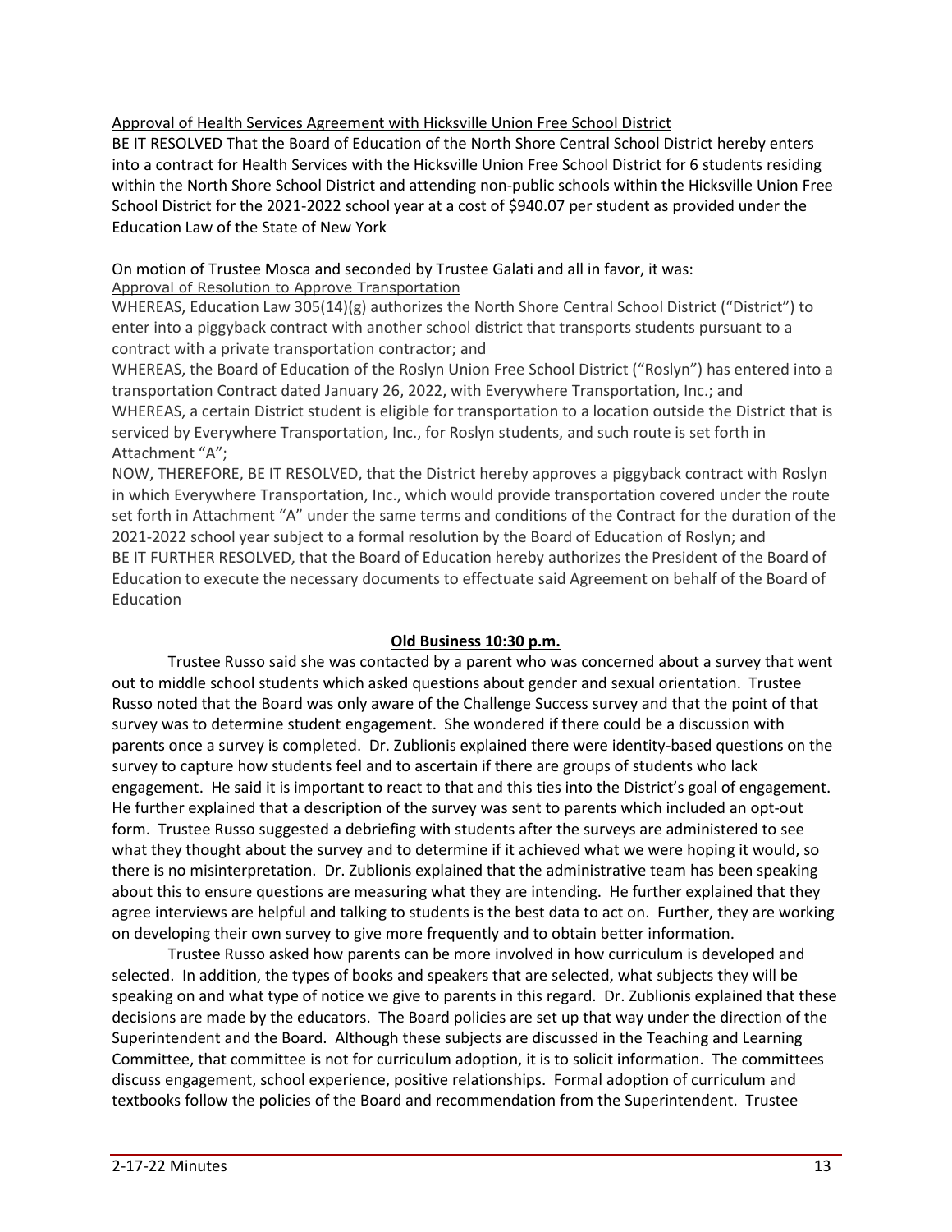Approval of Health Services Agreement with Hicksville Union Free School District

BE IT RESOLVED That the Board of Education of the North Shore Central School District hereby enters into a contract for Health Services with the Hicksville Union Free School District for 6 students residing within the North Shore School District and attending non-public schools within the Hicksville Union Free School District for the 2021-2022 school year at a cost of $940.07 per student as provided under the Education Law of the State of New York

On motion of Trustee Mosca and seconded by Trustee Galati and all in favor, it was:

Approval of Resolution to Approve Transportation

WHEREAS, Education Law 305(14)(g) authorizes the North Shore Central School District ("District") to enter into a piggyback contract with another school district that transports students pursuant to a contract with a private transportation contractor; and

WHEREAS, the Board of Education of the Roslyn Union Free School District ("Roslyn") has entered into a transportation Contract dated January 26, 2022, with Everywhere Transportation, Inc.; and

WHEREAS, a certain District student is eligible for transportation to a location outside the District that is serviced by Everywhere Transportation, Inc., for Roslyn students, and such route is set forth in Attachment "A";

NOW, THEREFORE, BE IT RESOLVED, that the District hereby approves a piggyback contract with Roslyn in which Everywhere Transportation, Inc., which would provide transportation covered under the route set forth in Attachment "A" under the same terms and conditions of the Contract for the duration of the 2021-2022 school year subject to a formal resolution by the Board of Education of Roslyn; and

BE IT FURTHER RESOLVED, that the Board of Education hereby authorizes the President of the Board of Education to execute the necessary documents to effectuate said Agreement on behalf of the Board of Education

**Old Business 10:30 p.m.**

Trustee Russo said she was contacted by a parent who was concerned about a survey that went out to middle school students which asked questions about gender and sexual orientation. Trustee Russo noted that the Board was only aware of the Challenge Success survey and that the point of that survey was to determine student engagement. She wondered if there could be a discussion with parents once a survey is completed. Dr. Zublionis explained there were identity-based questions on the survey to capture how students feel and to ascertain if there are groups of students who lack engagement. He said it is important to react to that and this ties into the District's goal of engagement. He further explained that a description of the survey was sent to parents which included an opt-out form. Trustee Russo suggested a debriefing with students after the surveys are administered to see what they thought about the survey and to determine if it achieved what we were hoping it would, so there is no misinterpretation. Dr. Zublionis explained that the administrative team has been speaking about this to ensure questions are measuring what they are intending. He further explained that they agree interviews are helpful and talking to students is the best data to act on. Further, they are working on developing their own survey to give more frequently and to obtain better information.

Trustee Russo asked how parents can be more involved in how curriculum is developed and selected. In addition, the types of books and speakers that are selected, what subjects they will be speaking on and what type of notice we give to parents in this regard. Dr. Zublionis explained that these decisions are made by the educators. The Board policies are set up that way under the direction of the Superintendent and the Board. Although these subjects are discussed in the Teaching and Learning Committee, that committee is not for curriculum adoption, it is to solicit information. The committees discuss engagement, school experience, positive relationships. Formal adoption of curriculum and textbooks follow the policies of the Board and recommendation from the Superintendent. Trustee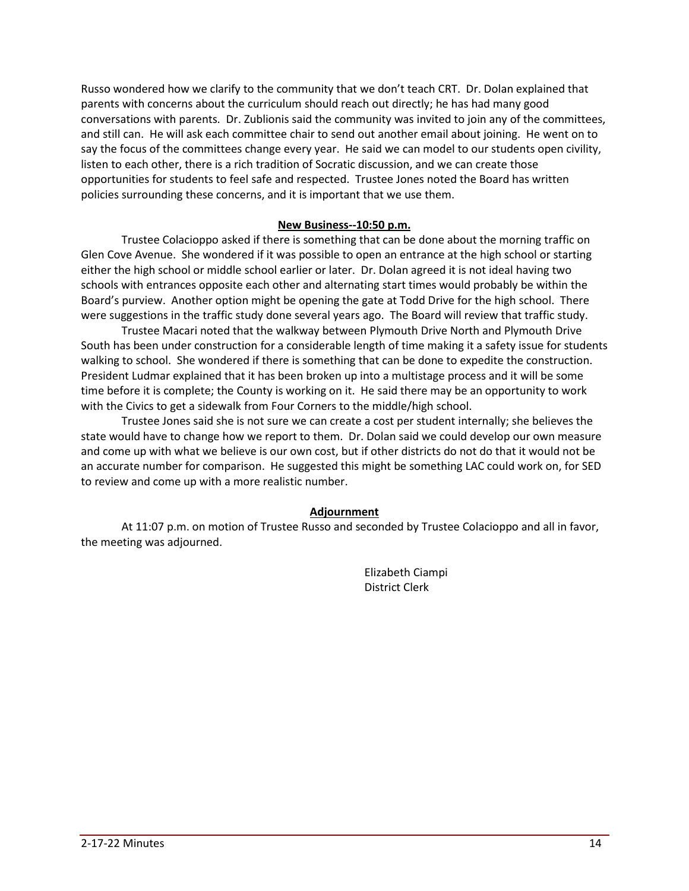Russo wondered how we clarify to the community that we don't teach CRT. Dr. Dolan explained that parents with concerns about the curriculum should reach out directly; he has had many good conversations with parents. Dr. Zublionis said the community was invited to join any of the committees, and still can. He will ask each committee chair to send out another email about joining. He went on to say the focus of the committees change every year. He said we can model to our students open civility, listen to each other, there is a rich tradition of Socratic discussion, and we can create those opportunities for students to feel safe and respected. Trustee Jones noted the Board has written policies surrounding these concerns, and it is important that we use them.

**New Business--10:50 p.m.**

Trustee Colacioppo asked if there is something that can be done about the morning traffic on Glen Cove Avenue. She wondered if it was possible to open an entrance at the high school or starting either the high school or middle school earlier or later. Dr. Dolan agreed it is not ideal having two schools with entrances opposite each other and alternating start times would probably be within the Board's purview. Another option might be opening the gate at Todd Drive for the high school. There were suggestions in the traffic study done several years ago. The Board will review that traffic study.

Trustee Macari noted that the walkway between Plymouth Drive North and Plymouth Drive South has been under construction for a considerable length of time making it a safety issue for students walking to school. She wondered if there is something that can be done to expedite the construction. President Ludmar explained that it has been broken up into a multistage process and it will be some time before it is complete; the County is working on it. He said there may be an opportunity to work with the Civics to get a sidewalk from Four Corners to the middle/high school.

Trustee Jones said she is not sure we can create a cost per student internally; she believes the state would have to change how we report to them. Dr. Dolan said we could develop our own measure and come up with what we believe is our own cost, but if other districts do not do that it would not be an accurate number for comparison. He suggested this might be something LAC could work on, for SED to review and come up with a more realistic number.

**Adjournment**

At 11:07 p.m. on motion of Trustee Russo and seconded by Trustee Colacioppo and all in favor, the meeting was adjourned.

Elizabeth Ciampi
District Clerk